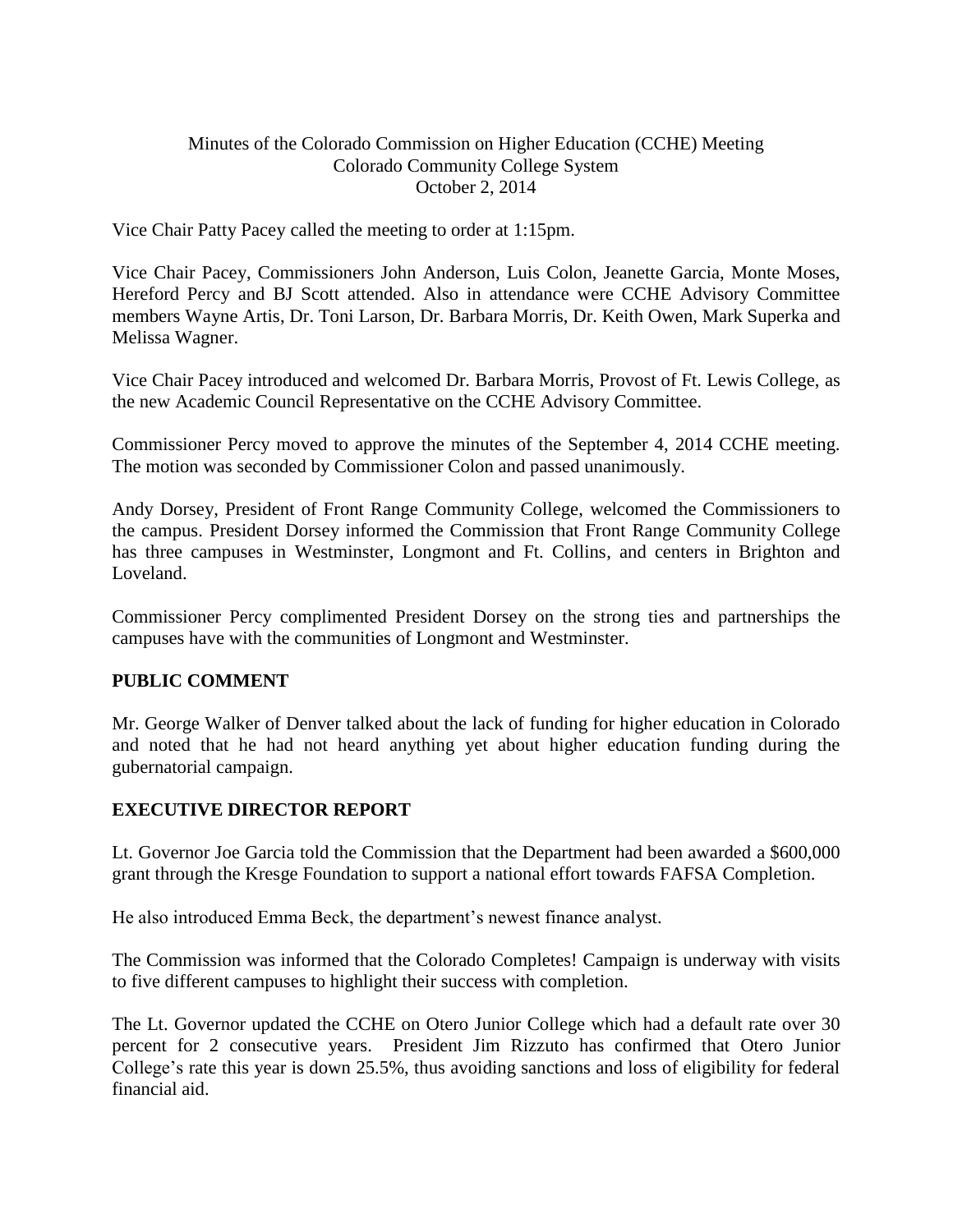Minutes of the Colorado Commission on Higher Education (CCHE) Meeting
Colorado Community College System
October 2, 2014

Vice Chair Patty Pacey called the meeting to order at 1:15pm.

Vice Chair Pacey, Commissioners John Anderson, Luis Colon, Jeanette Garcia, Monte Moses, Hereford Percy and BJ Scott attended. Also in attendance were CCHE Advisory Committee members Wayne Artis, Dr. Toni Larson, Dr. Barbara Morris, Dr. Keith Owen, Mark Superka and Melissa Wagner.

Vice Chair Pacey introduced and welcomed Dr. Barbara Morris, Provost of Ft. Lewis College, as the new Academic Council Representative on the CCHE Advisory Committee.

Commissioner Percy moved to approve the minutes of the September 4, 2014 CCHE meeting. The motion was seconded by Commissioner Colon and passed unanimously.

Andy Dorsey, President of Front Range Community College, welcomed the Commissioners to the campus. President Dorsey informed the Commission that Front Range Community College has three campuses in Westminster, Longmont and Ft. Collins, and centers in Brighton and Loveland.

Commissioner Percy complimented President Dorsey on the strong ties and partnerships the campuses have with the communities of Longmont and Westminster.

## PUBLIC COMMENT

Mr. George Walker of Denver talked about the lack of funding for higher education in Colorado and noted that he had not heard anything yet about higher education funding during the gubernatorial campaign.

## EXECUTIVE DIRECTOR REPORT

Lt. Governor Joe Garcia told the Commission that the Department had been awarded a $600,000 grant through the Kresge Foundation to support a national effort towards FAFSA Completion.

He also introduced Emma Beck, the department's newest finance analyst.

The Commission was informed that the Colorado Completes! Campaign is underway with visits to five different campuses to highlight their success with completion.

The Lt. Governor updated the CCHE on Otero Junior College which had a default rate over 30 percent for 2 consecutive years. President Jim Rizzuto has confirmed that Otero Junior College's rate this year is down 25.5%, thus avoiding sanctions and loss of eligibility for federal financial aid.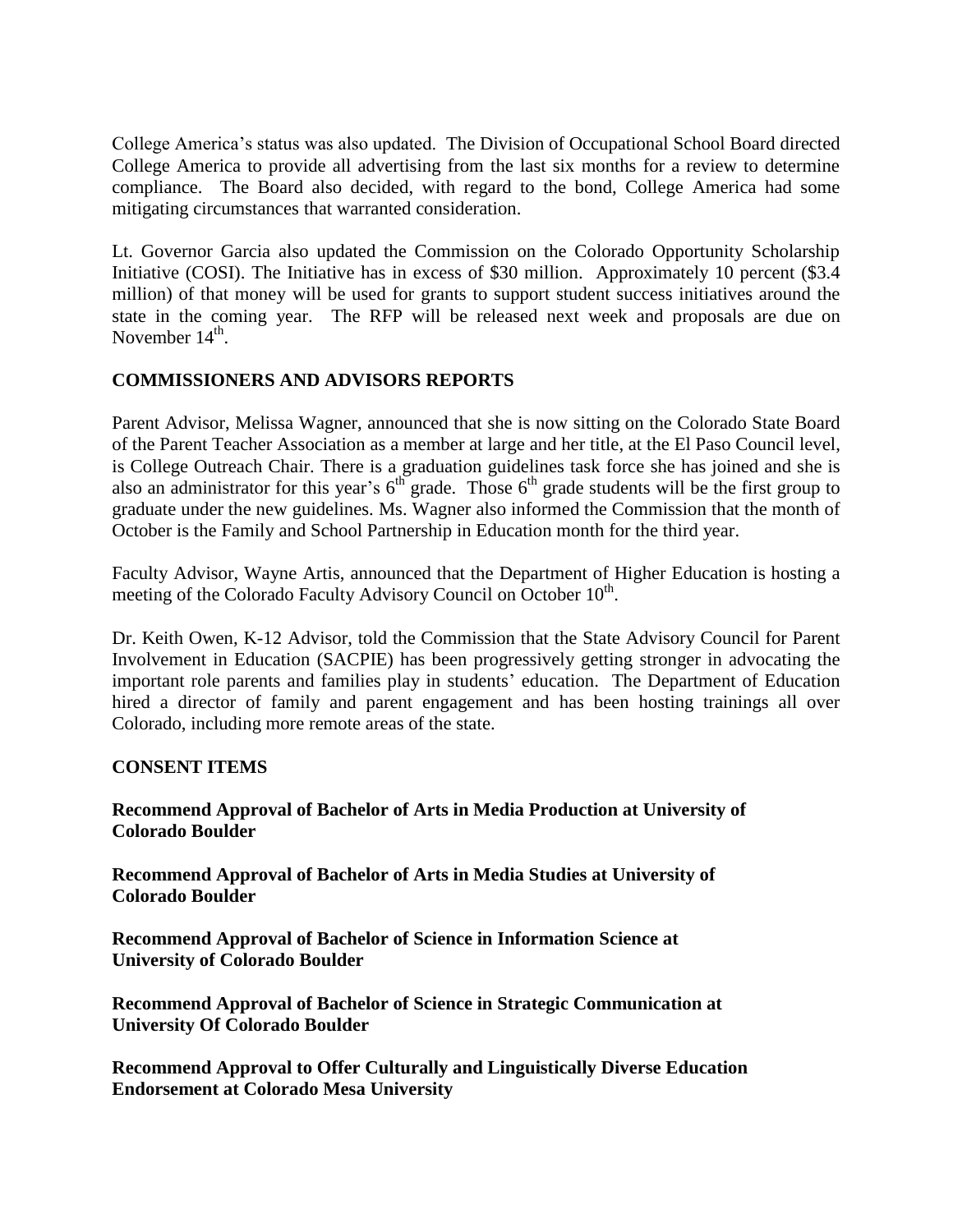College America's status was also updated. The Division of Occupational School Board directed College America to provide all advertising from the last six months for a review to determine compliance. The Board also decided, with regard to the bond, College America had some mitigating circumstances that warranted consideration.

Lt. Governor Garcia also updated the Commission on the Colorado Opportunity Scholarship Initiative (COSI). The Initiative has in excess of $30 million. Approximately 10 percent ($3.4 million) of that money will be used for grants to support student success initiatives around the state in the coming year. The RFP will be released next week and proposals are due on November 14th.

## COMMISSIONERS AND ADVISORS REPORTS

Parent Advisor, Melissa Wagner, announced that she is now sitting on the Colorado State Board of the Parent Teacher Association as a member at large and her title, at the El Paso Council level, is College Outreach Chair. There is a graduation guidelines task force she has joined and she is also an administrator for this year's 6th grade. Those 6th grade students will be the first group to graduate under the new guidelines. Ms. Wagner also informed the Commission that the month of October is the Family and School Partnership in Education month for the third year.

Faculty Advisor, Wayne Artis, announced that the Department of Higher Education is hosting a meeting of the Colorado Faculty Advisory Council on October 10th.

Dr. Keith Owen, K-12 Advisor, told the Commission that the State Advisory Council for Parent Involvement in Education (SACPIE) has been progressively getting stronger in advocating the important role parents and families play in students' education. The Department of Education hired a director of family and parent engagement and has been hosting trainings all over Colorado, including more remote areas of the state.

## CONSENT ITEMS

**Recommend Approval of Bachelor of Arts in Media Production at University of Colorado Boulder**

**Recommend Approval of Bachelor of Arts in Media Studies at University of Colorado Boulder**

**Recommend Approval of Bachelor of Science in Information Science at University of Colorado Boulder**

**Recommend Approval of Bachelor of Science in Strategic Communication at University Of Colorado Boulder**

**Recommend Approval to Offer Culturally and Linguistically Diverse Education Endorsement at Colorado Mesa University**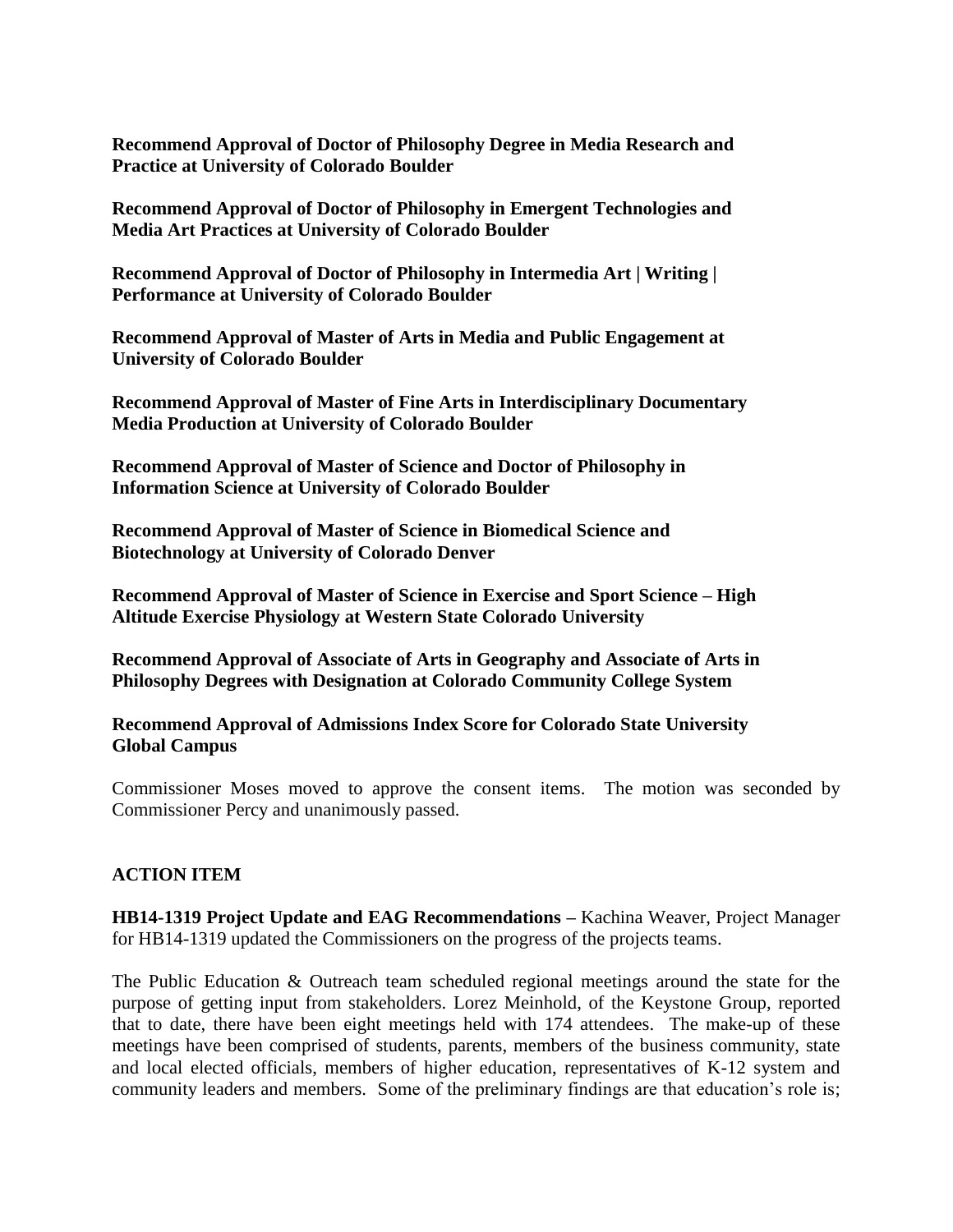**Recommend Approval of Doctor of Philosophy Degree in Media Research and Practice at University of Colorado Boulder**

**Recommend Approval of Doctor of Philosophy in Emergent Technologies and Media Art Practices at University of Colorado Boulder**

**Recommend Approval of Doctor of Philosophy in Intermedia Art | Writing | Performance at University of Colorado Boulder**

**Recommend Approval of Master of Arts in Media and Public Engagement at University of Colorado Boulder**

**Recommend Approval of Master of Fine Arts in Interdisciplinary Documentary Media Production at University of Colorado Boulder**

**Recommend Approval of Master of Science and Doctor of Philosophy in Information Science at University of Colorado Boulder**

**Recommend Approval of Master of Science in Biomedical Science and Biotechnology at University of Colorado Denver**

**Recommend Approval of Master of Science in Exercise and Sport Science – High Altitude Exercise Physiology at Western State Colorado University**

**Recommend Approval of Associate of Arts in Geography and Associate of Arts in Philosophy Degrees with Designation at Colorado Community College System**

**Recommend Approval of Admissions Index Score for Colorado State University Global Campus**

Commissioner Moses moved to approve the consent items. The motion was seconded by Commissioner Percy and unanimously passed.

## ACTION ITEM

**HB14-1319 Project Update and EAG Recommendations –** Kachina Weaver, Project Manager for HB14-1319 updated the Commissioners on the progress of the projects teams.

The Public Education & Outreach team scheduled regional meetings around the state for the purpose of getting input from stakeholders. Lorez Meinhold, of the Keystone Group, reported that to date, there have been eight meetings held with 174 attendees. The make-up of these meetings have been comprised of students, parents, members of the business community, state and local elected officials, members of higher education, representatives of K-12 system and community leaders and members. Some of the preliminary findings are that education's role is;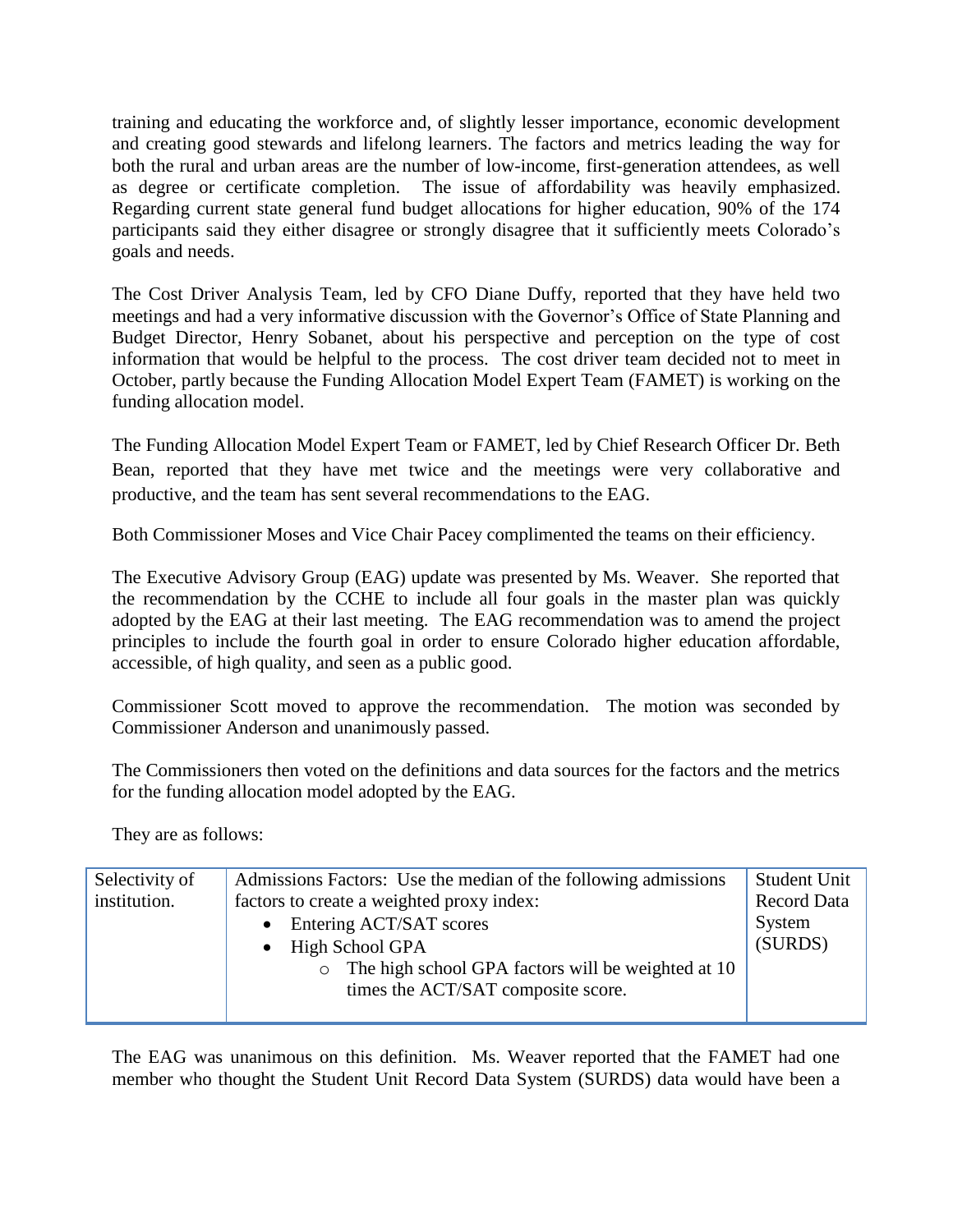training and educating the workforce and, of slightly lesser importance, economic development and creating good stewards and lifelong learners. The factors and metrics leading the way for both the rural and urban areas are the number of low-income, first-generation attendees, as well as degree or certificate completion. The issue of affordability was heavily emphasized. Regarding current state general fund budget allocations for higher education, 90% of the 174 participants said they either disagree or strongly disagree that it sufficiently meets Colorado's goals and needs.

The Cost Driver Analysis Team, led by CFO Diane Duffy, reported that they have held two meetings and had a very informative discussion with the Governor's Office of State Planning and Budget Director, Henry Sobanet, about his perspective and perception on the type of cost information that would be helpful to the process. The cost driver team decided not to meet in October, partly because the Funding Allocation Model Expert Team (FAMET) is working on the funding allocation model.

The Funding Allocation Model Expert Team or FAMET, led by Chief Research Officer Dr. Beth Bean, reported that they have met twice and the meetings were very collaborative and productive, and the team has sent several recommendations to the EAG.

Both Commissioner Moses and Vice Chair Pacey complimented the teams on their efficiency.

The Executive Advisory Group (EAG) update was presented by Ms. Weaver. She reported that the recommendation by the CCHE to include all four goals in the master plan was quickly adopted by the EAG at their last meeting. The EAG recommendation was to amend the project principles to include the fourth goal in order to ensure Colorado higher education affordable, accessible, of high quality, and seen as a public good.

Commissioner Scott moved to approve the recommendation. The motion was seconded by Commissioner Anderson and unanimously passed.

The Commissioners then voted on the definitions and data sources for the factors and the metrics for the funding allocation model adopted by the EAG.

They are as follows:

| Selectivity of institution. | Admissions Factors: Use the median of the following admissions factors to create a weighted proxy index:<br>• Entering ACT/SAT scores<br>• High School GPA<br>  ○ The high school GPA factors will be weighted at 10 times the ACT/SAT composite score. | Student Unit Record Data System (SURDS) |
|---|---|---|

The EAG was unanimous on this definition. Ms. Weaver reported that the FAMET had one member who thought the Student Unit Record Data System (SURDS) data would have been a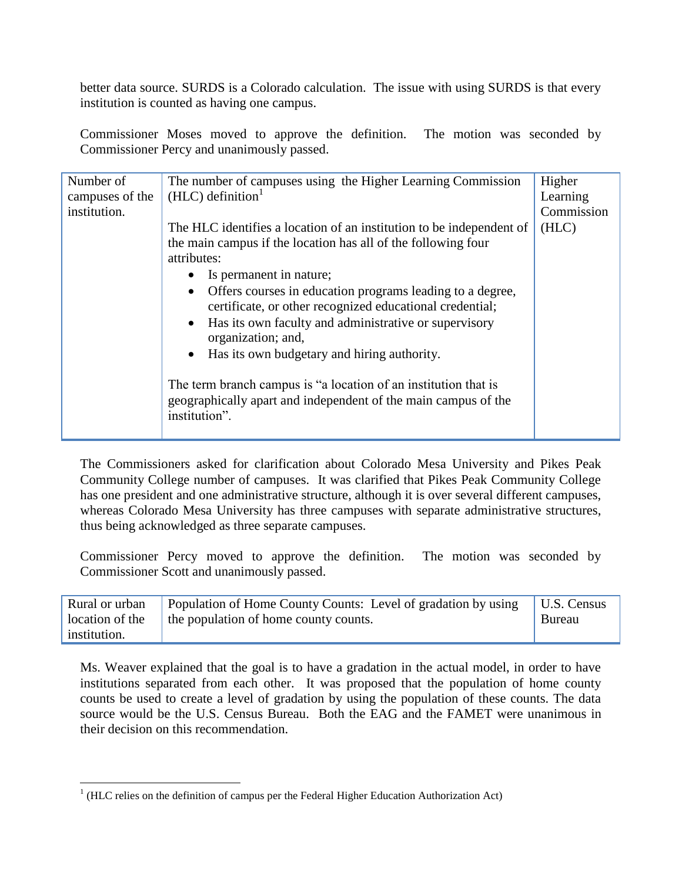better data source. SURDS is a Colorado calculation. The issue with using SURDS is that every institution is counted as having one campus.

Commissioner Moses moved to approve the definition. The motion was seconded by Commissioner Percy and unanimously passed.

| Number of campuses of the institution. | The number of campuses using the Higher Learning Commission (HLC) definition[1]<br><br>The HLC identifies a location of an institution to be independent of the main campus if the location has all of the following four attributes:<br>• Is permanent in nature;<br>• Offers courses in education programs leading to a degree, certificate, or other recognized educational credential;<br>• Has its own faculty and administrative or supervisory organization; and,<br>• Has its own budgetary and hiring authority.<br><br>The term branch campus is "a location of an institution that is geographically apart and independent of the main campus of the institution". | Higher Learning Commission (HLC) |
|---|---|---|

The Commissioners asked for clarification about Colorado Mesa University and Pikes Peak Community College number of campuses. It was clarified that Pikes Peak Community College has one president and one administrative structure, although it is over several different campuses, whereas Colorado Mesa University has three campuses with separate administrative structures, thus being acknowledged as three separate campuses.

Commissioner Percy moved to approve the definition. The motion was seconded by Commissioner Scott and unanimously passed.

| Rural or urban location of the institution. | Population of Home County Counts: Level of gradation by using the population of home county counts. | U.S. Census Bureau |
|---|---|---|

Ms. Weaver explained that the goal is to have a gradation in the actual model, in order to have institutions separated from each other. It was proposed that the population of home county counts be used to create a level of gradation by using the population of these counts. The data source would be the U.S. Census Bureau. Both the EAG and the FAMET were unanimous in their decision on this recommendation.

[1] (HLC relies on the definition of campus per the Federal Higher Education Authorization Act)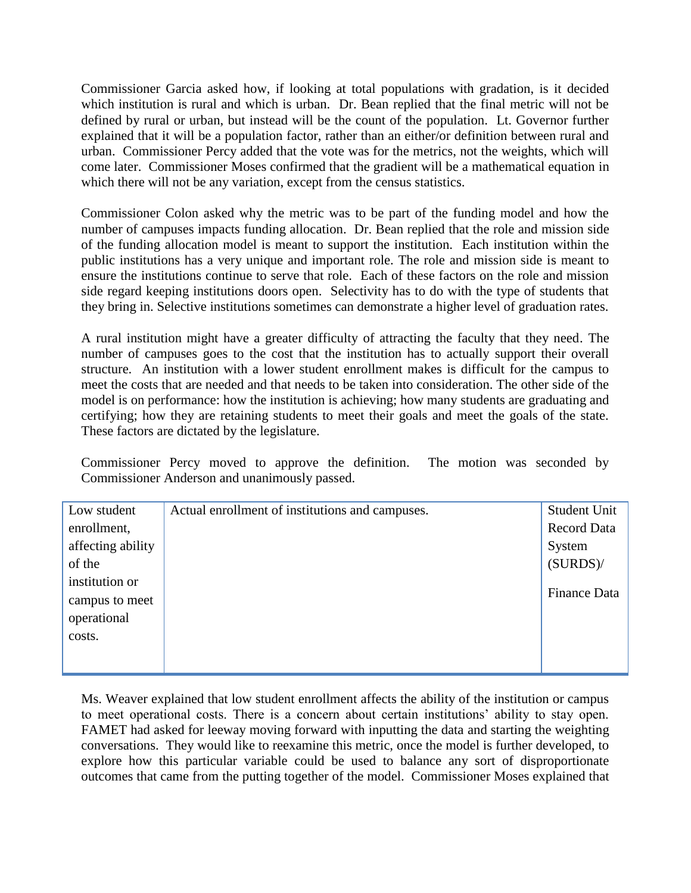Commissioner Garcia asked how, if looking at total populations with gradation, is it decided which institution is rural and which is urban. Dr. Bean replied that the final metric will not be defined by rural or urban, but instead will be the count of the population. Lt. Governor further explained that it will be a population factor, rather than an either/or definition between rural and urban. Commissioner Percy added that the vote was for the metrics, not the weights, which will come later. Commissioner Moses confirmed that the gradient will be a mathematical equation in which there will not be any variation, except from the census statistics.

Commissioner Colon asked why the metric was to be part of the funding model and how the number of campuses impacts funding allocation. Dr. Bean replied that the role and mission side of the funding allocation model is meant to support the institution. Each institution within the public institutions has a very unique and important role. The role and mission side is meant to ensure the institutions continue to serve that role. Each of these factors on the role and mission side regard keeping institutions doors open. Selectivity has to do with the type of students that they bring in. Selective institutions sometimes can demonstrate a higher level of graduation rates.

A rural institution might have a greater difficulty of attracting the faculty that they need. The number of campuses goes to the cost that the institution has to actually support their overall structure. An institution with a lower student enrollment makes is difficult for the campus to meet the costs that are needed and that needs to be taken into consideration. The other side of the model is on performance: how the institution is achieving; how many students are graduating and certifying; how they are retaining students to meet their goals and meet the goals of the state. These factors are dictated by the legislature.

Commissioner Percy moved to approve the definition. The motion was seconded by Commissioner Anderson and unanimously passed.

| | | |
|---|---|---|
| Low student enrollment, affecting ability of the institution or campus to meet operational costs. | Actual enrollment of institutions and campuses. | Student Unit Record Data System (SURDS)/ Finance Data |

Ms. Weaver explained that low student enrollment affects the ability of the institution or campus to meet operational costs. There is a concern about certain institutions' ability to stay open. FAMET had asked for leeway moving forward with inputting the data and starting the weighting conversations. They would like to reexamine this metric, once the model is further developed, to explore how this particular variable could be used to balance any sort of disproportionate outcomes that came from the putting together of the model. Commissioner Moses explained that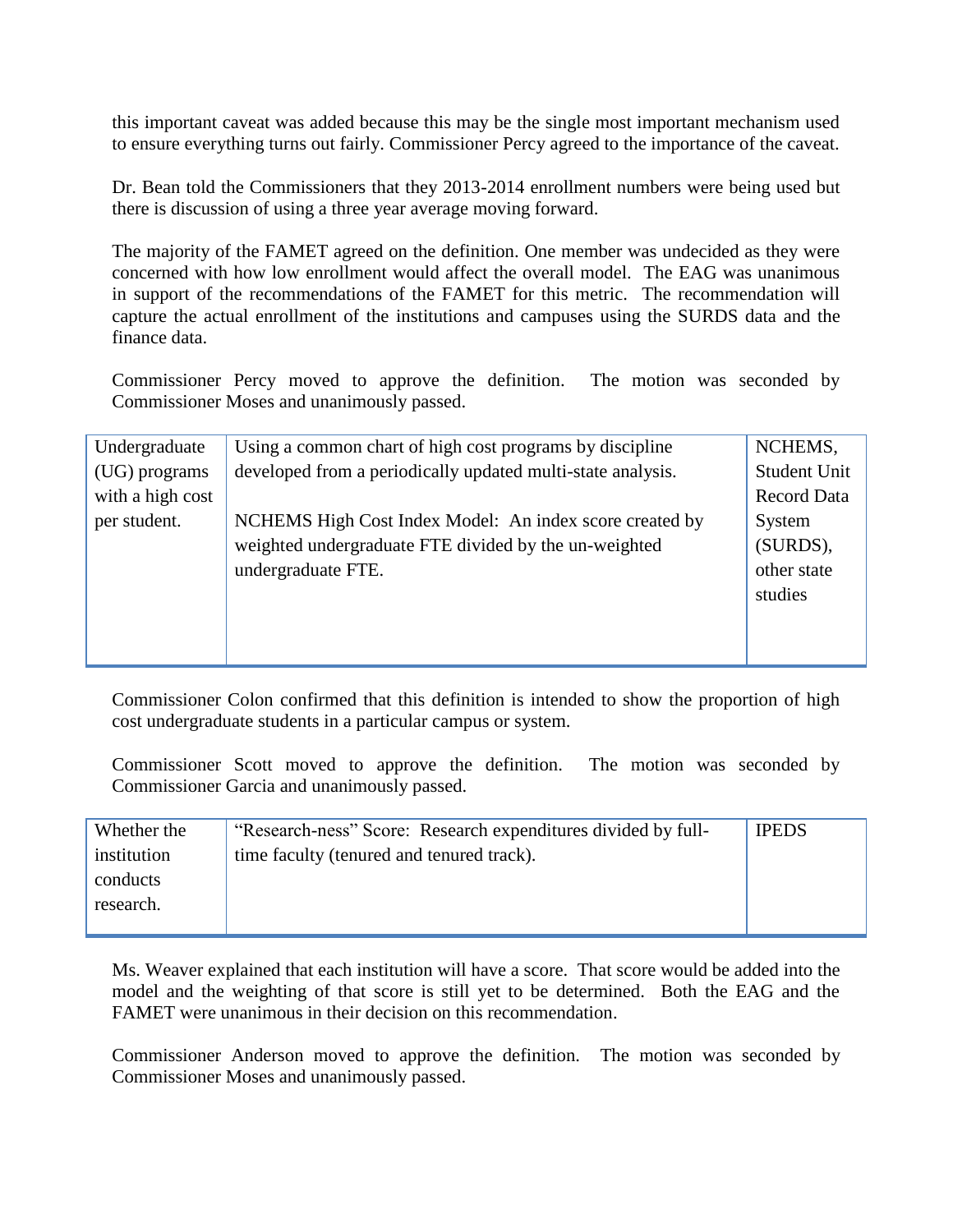this important caveat was added because this may be the single most important mechanism used to ensure everything turns out fairly. Commissioner Percy agreed to the importance of the caveat.

Dr. Bean told the Commissioners that they 2013-2014 enrollment numbers were being used but there is discussion of using a three year average moving forward.

The majority of the FAMET agreed on the definition. One member was undecided as they were concerned with how low enrollment would affect the overall model. The EAG was unanimous in support of the recommendations of the FAMET for this metric. The recommendation will capture the actual enrollment of the institutions and campuses using the SURDS data and the finance data.

Commissioner Percy moved to approve the definition. The motion was seconded by Commissioner Moses and unanimously passed.

| | | |
|---|---|---|
| Undergraduate (UG) programs with a high cost per student. | Using a common chart of high cost programs by discipline developed from a periodically updated multi-state analysis.<br><br>NCHEMS High Cost Index Model: An index score created by weighted undergraduate FTE divided by the un-weighted undergraduate FTE. | NCHEMS, Student Unit Record Data System (SURDS), other state studies |

Commissioner Colon confirmed that this definition is intended to show the proportion of high cost undergraduate students in a particular campus or system.

Commissioner Scott moved to approve the definition. The motion was seconded by Commissioner Garcia and unanimously passed.

| | | |
|---|---|---|
| Whether the institution conducts research. | "Research-ness" Score: Research expenditures divided by full-time faculty (tenured and tenured track). | IPEDS |

Ms. Weaver explained that each institution will have a score. That score would be added into the model and the weighting of that score is still yet to be determined. Both the EAG and the FAMET were unanimous in their decision on this recommendation.

Commissioner Anderson moved to approve the definition. The motion was seconded by Commissioner Moses and unanimously passed.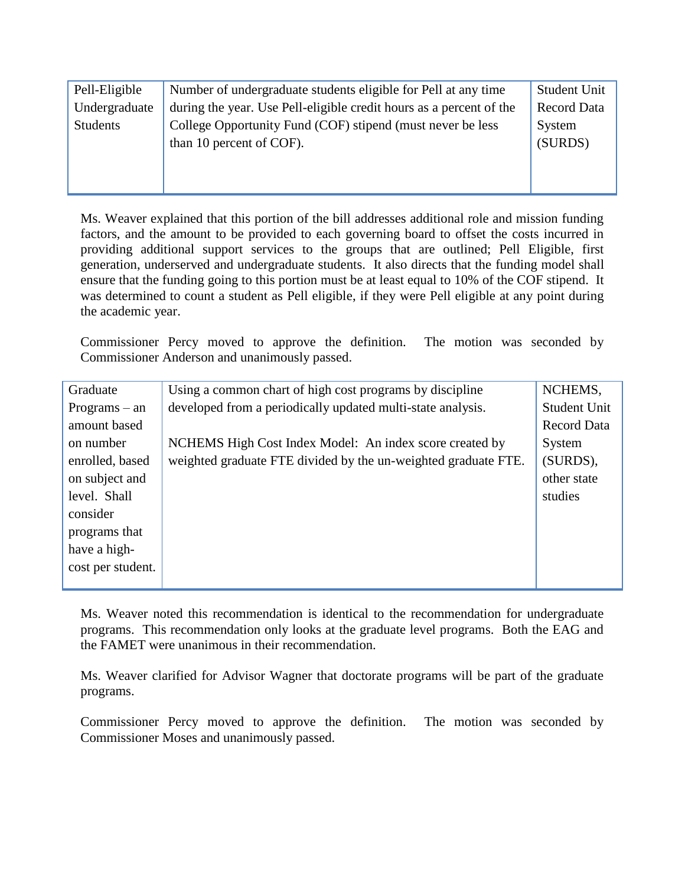| | | |
|---|---|---|
| Pell-Eligible Undergraduate Students | Number of undergraduate students eligible for Pell at any time during the year. Use Pell-eligible credit hours as a percent of the College Opportunity Fund (COF) stipend (must never be less than 10 percent of COF). | Student Unit Record Data System (SURDS) |

Ms. Weaver explained that this portion of the bill addresses additional role and mission funding factors, and the amount to be provided to each governing board to offset the costs incurred in providing additional support services to the groups that are outlined; Pell Eligible, first generation, underserved and undergraduate students. It also directs that the funding model shall ensure that the funding going to this portion must be at least equal to 10% of the COF stipend. It was determined to count a student as Pell eligible, if they were Pell eligible at any point during the academic year.

Commissioner Percy moved to approve the definition. The motion was seconded by Commissioner Anderson and unanimously passed.

| | | |
|---|---|---|
| Graduate Programs – an amount based on number enrolled, based on subject and level. Shall consider programs that have a high-cost per student. | Using a common chart of high cost programs by discipline developed from a periodically updated multi-state analysis.<br><br>NCHEMS High Cost Index Model: An index score created by weighted graduate FTE divided by the un-weighted graduate FTE. | NCHEMS, Student Unit Record Data System (SURDS), other state studies |

Ms. Weaver noted this recommendation is identical to the recommendation for undergraduate programs. This recommendation only looks at the graduate level programs. Both the EAG and the FAMET were unanimous in their recommendation.

Ms. Weaver clarified for Advisor Wagner that doctorate programs will be part of the graduate programs.

Commissioner Percy moved to approve the definition. The motion was seconded by Commissioner Moses and unanimously passed.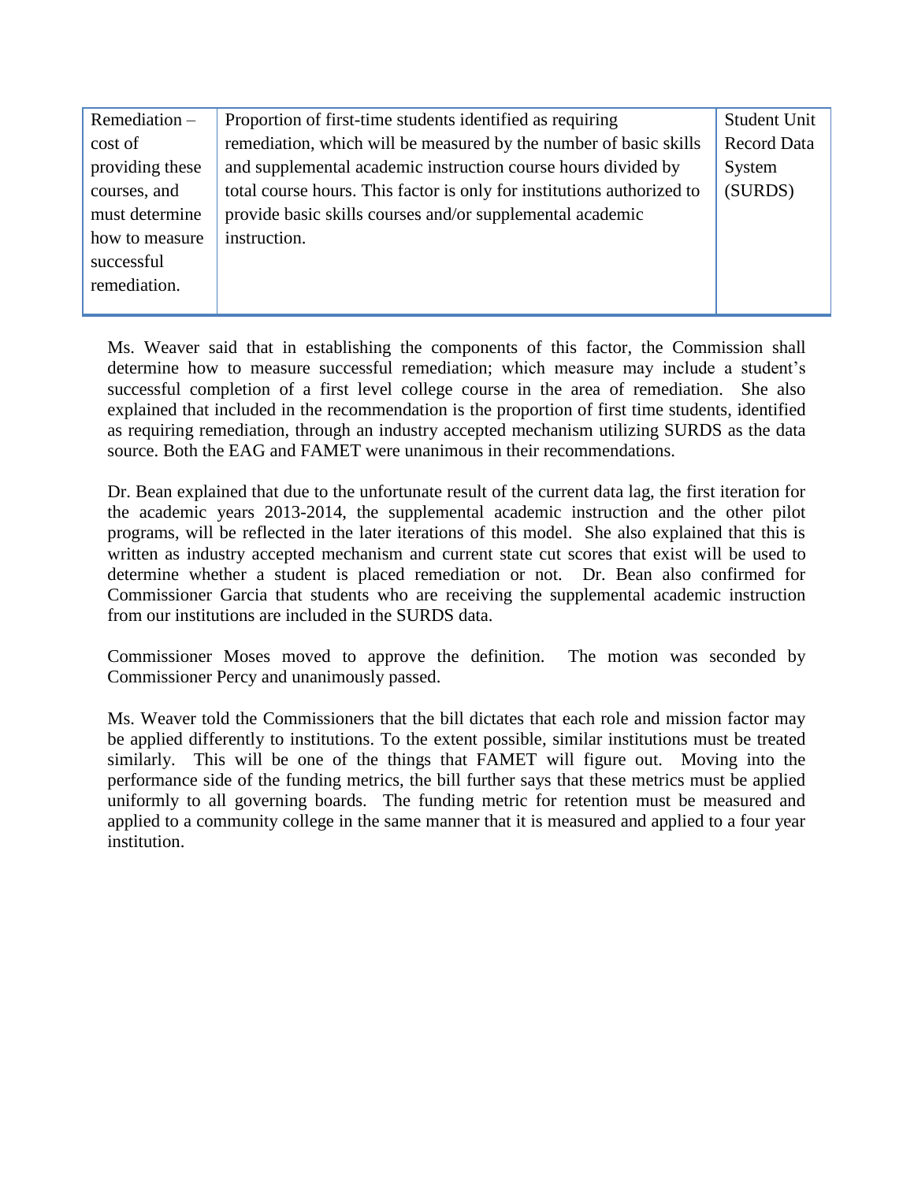| Remediation – cost of providing these courses, and must determine how to measure successful remediation. | Proportion of first-time students identified as requiring remediation, which will be measured by the number of basic skills and supplemental academic instruction course hours divided by total course hours. This factor is only for institutions authorized to provide basic skills courses and/or supplemental academic instruction. | Student Unit Record Data System (SURDS) |
|---|---|---|

Ms. Weaver said that in establishing the components of this factor, the Commission shall determine how to measure successful remediation; which measure may include a student's successful completion of a first level college course in the area of remediation. She also explained that included in the recommendation is the proportion of first time students, identified as requiring remediation, through an industry accepted mechanism utilizing SURDS as the data source. Both the EAG and FAMET were unanimous in their recommendations.

Dr. Bean explained that due to the unfortunate result of the current data lag, the first iteration for the academic years 2013-2014, the supplemental academic instruction and the other pilot programs, will be reflected in the later iterations of this model. She also explained that this is written as industry accepted mechanism and current state cut scores that exist will be used to determine whether a student is placed remediation or not. Dr. Bean also confirmed for Commissioner Garcia that students who are receiving the supplemental academic instruction from our institutions are included in the SURDS data.

Commissioner Moses moved to approve the definition. The motion was seconded by Commissioner Percy and unanimously passed.

Ms. Weaver told the Commissioners that the bill dictates that each role and mission factor may be applied differently to institutions. To the extent possible, similar institutions must be treated similarly. This will be one of the things that FAMET will figure out. Moving into the performance side of the funding metrics, the bill further says that these metrics must be applied uniformly to all governing boards. The funding metric for retention must be measured and applied to a community college in the same manner that it is measured and applied to a four year institution.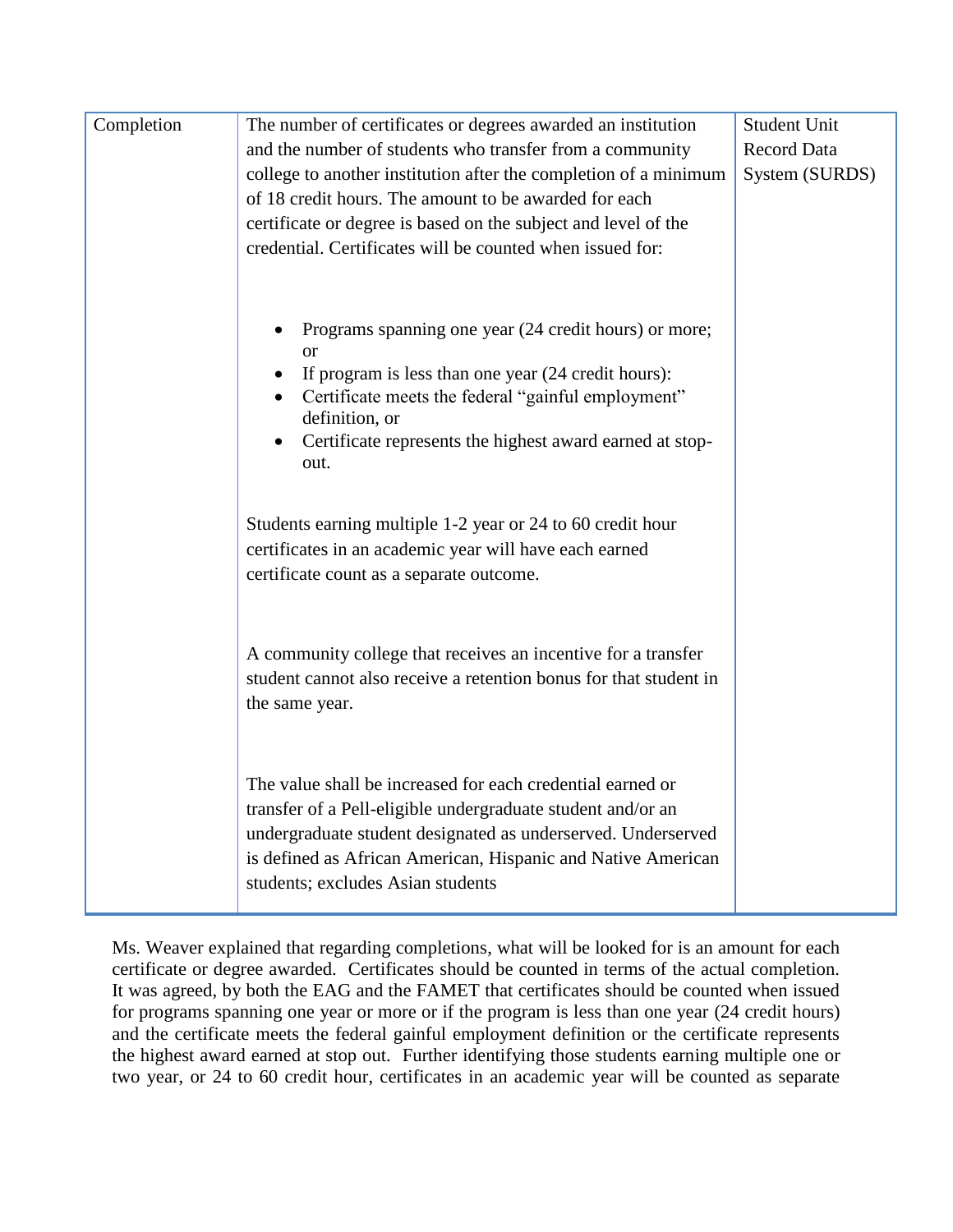| Completion | The number of certificates or degrees awarded an institution and the number of students who transfer from a community college to another institution after the completion of a minimum of 18 credit hours. The amount to be awarded for each certificate or degree is based on the subject and level of the credential. Certificates will be counted when issued for:<br><br>• Programs spanning one year (24 credit hours) or more; or<br>• If program is less than one year (24 credit hours):<br>• Certificate meets the federal "gainful employment" definition, or<br>• Certificate represents the highest award earned at stop-out.<br><br>Students earning multiple 1-2 year or 24 to 60 credit hour certificates in an academic year will have each earned certificate count as a separate outcome.<br><br>A community college that receives an incentive for a transfer student cannot also receive a retention bonus for that student in the same year.<br><br>The value shall be increased for each credential earned or transfer of a Pell-eligible undergraduate student and/or an undergraduate student designated as underserved. Underserved is defined as African American, Hispanic and Native American students; excludes Asian students | Student Unit Record Data System (SURDS) |
|---|---|---|

Ms. Weaver explained that regarding completions, what will be looked for is an amount for each certificate or degree awarded. Certificates should be counted in terms of the actual completion. It was agreed, by both the EAG and the FAMET that certificates should be counted when issued for programs spanning one year or more or if the program is less than one year (24 credit hours) and the certificate meets the federal gainful employment definition or the certificate represents the highest award earned at stop out. Further identifying those students earning multiple one or two year, or 24 to 60 credit hour, certificates in an academic year will be counted as separate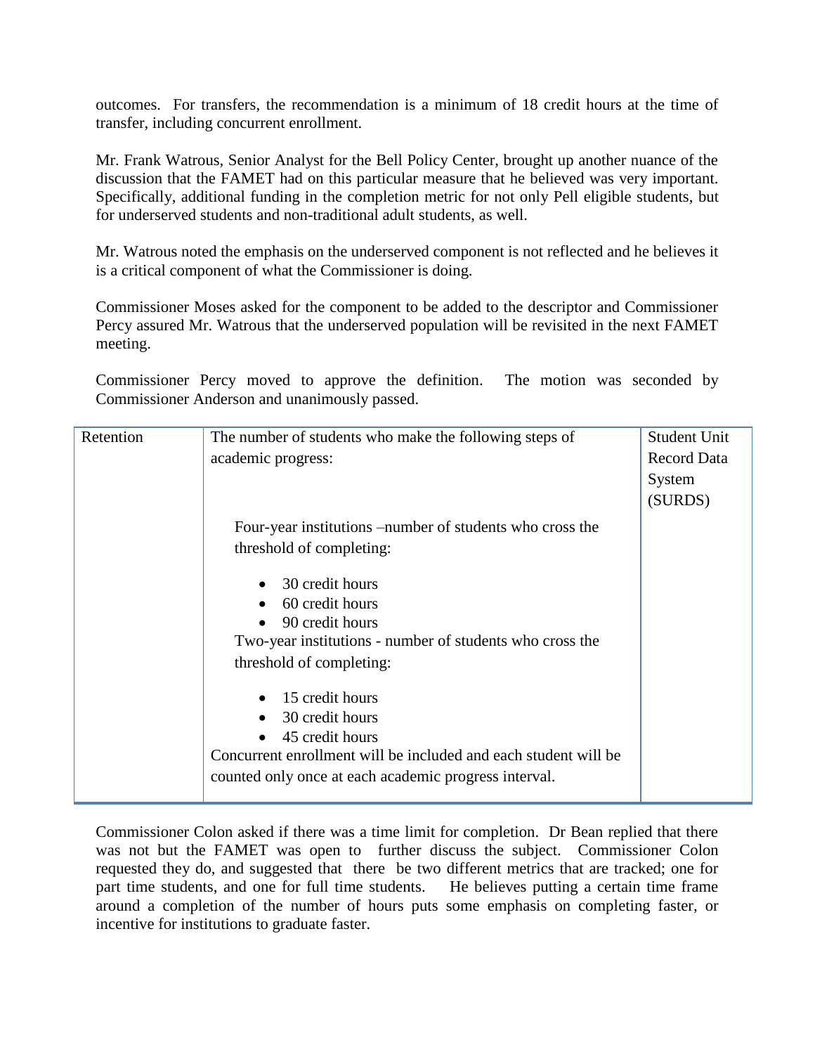outcomes. For transfers, the recommendation is a minimum of 18 credit hours at the time of transfer, including concurrent enrollment.

Mr. Frank Watrous, Senior Analyst for the Bell Policy Center, brought up another nuance of the discussion that the FAMET had on this particular measure that he believed was very important. Specifically, additional funding in the completion metric for not only Pell eligible students, but for underserved students and non-traditional adult students, as well.

Mr. Watrous noted the emphasis on the underserved component is not reflected and he believes it is a critical component of what the Commissioner is doing.

Commissioner Moses asked for the component to be added to the descriptor and Commissioner Percy assured Mr. Watrous that the underserved population will be revisited in the next FAMET meeting.

Commissioner Percy moved to approve the definition. The motion was seconded by Commissioner Anderson and unanimously passed.

| | | |
|---|---|---|
| Retention | The number of students who make the following steps of academic progress:<br><br>Four-year institutions –number of students who cross the threshold of completing:<br>• 30 credit hours<br>• 60 credit hours<br>• 90 credit hours<br>Two-year institutions - number of students who cross the threshold of completing:<br>• 15 credit hours<br>• 30 credit hours<br>• 45 credit hours<br>Concurrent enrollment will be included and each student will be counted only once at each academic progress interval. | Student Unit Record Data System (SURDS) |

Commissioner Colon asked if there was a time limit for completion. Dr Bean replied that there was not but the FAMET was open to further discuss the subject. Commissioner Colon requested they do, and suggested that there be two different metrics that are tracked; one for part time students, and one for full time students. He believes putting a certain time frame around a completion of the number of hours puts some emphasis on completing faster, or incentive for institutions to graduate faster.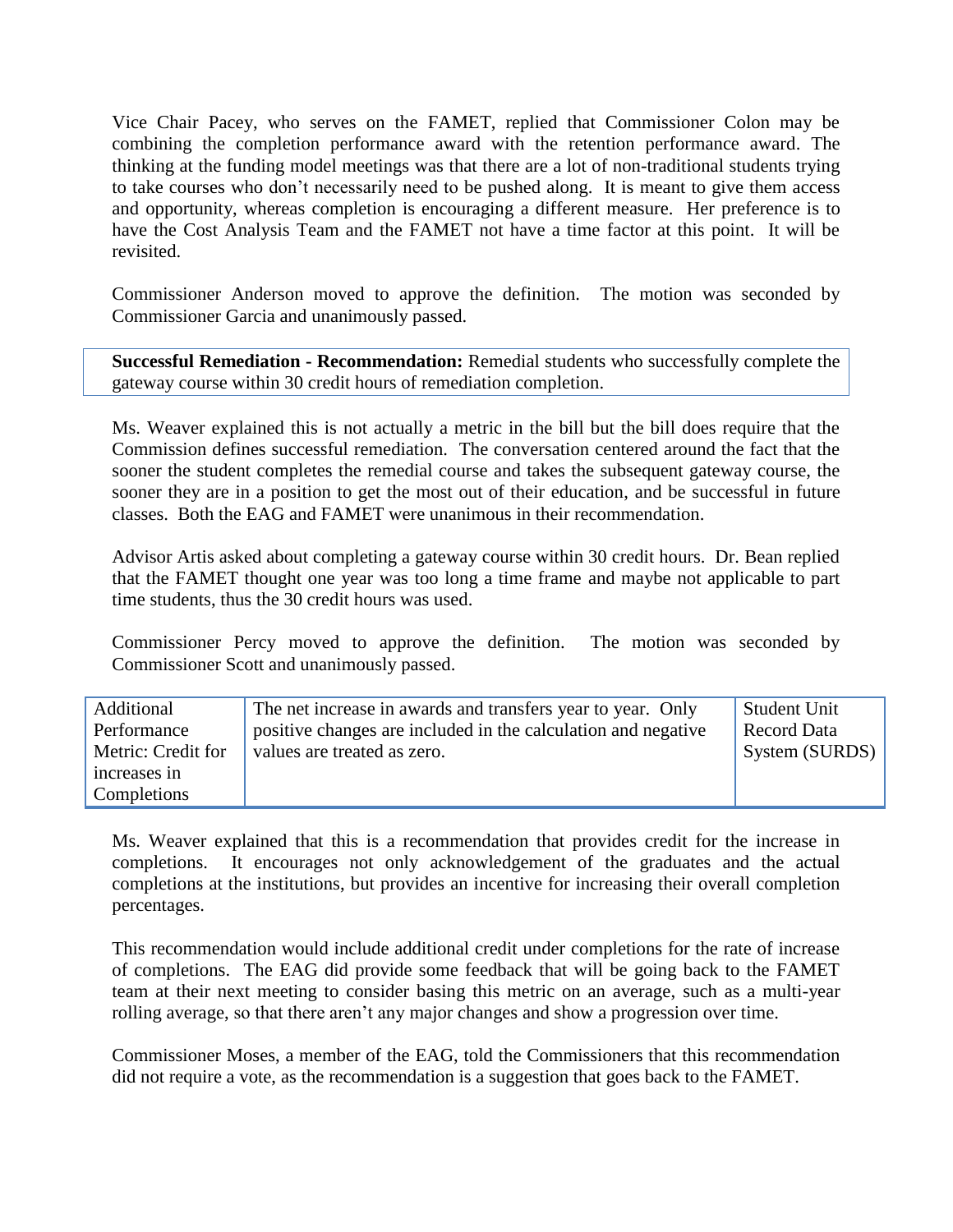Vice Chair Pacey, who serves on the FAMET, replied that Commissioner Colon may be combining the completion performance award with the retention performance award. The thinking at the funding model meetings was that there are a lot of non-traditional students trying to take courses who don't necessarily need to be pushed along. It is meant to give them access and opportunity, whereas completion is encouraging a different measure. Her preference is to have the Cost Analysis Team and the FAMET not have a time factor at this point. It will be revisited.

Commissioner Anderson moved to approve the definition. The motion was seconded by Commissioner Garcia and unanimously passed.

| **Successful Remediation - Recommendation:** Remedial students who successfully complete the gateway course within 30 credit hours of remediation completion. |
|---|

Ms. Weaver explained this is not actually a metric in the bill but the bill does require that the Commission defines successful remediation. The conversation centered around the fact that the sooner the student completes the remedial course and takes the subsequent gateway course, the sooner they are in a position to get the most out of their education, and be successful in future classes. Both the EAG and FAMET were unanimous in their recommendation.

Advisor Artis asked about completing a gateway course within 30 credit hours. Dr. Bean replied that the FAMET thought one year was too long a time frame and maybe not applicable to part time students, thus the 30 credit hours was used.

Commissioner Percy moved to approve the definition. The motion was seconded by Commissioner Scott and unanimously passed.

| Additional Performance Metric: Credit for increases in Completions | The net increase in awards and transfers year to year. Only positive changes are included in the calculation and negative values are treated as zero. | Student Unit Record Data System (SURDS) |
|---|---|---|

Ms. Weaver explained that this is a recommendation that provides credit for the increase in completions. It encourages not only acknowledgement of the graduates and the actual completions at the institutions, but provides an incentive for increasing their overall completion percentages.

This recommendation would include additional credit under completions for the rate of increase of completions. The EAG did provide some feedback that will be going back to the FAMET team at their next meeting to consider basing this metric on an average, such as a multi-year rolling average, so that there aren't any major changes and show a progression over time.

Commissioner Moses, a member of the EAG, told the Commissioners that this recommendation did not require a vote, as the recommendation is a suggestion that goes back to the FAMET.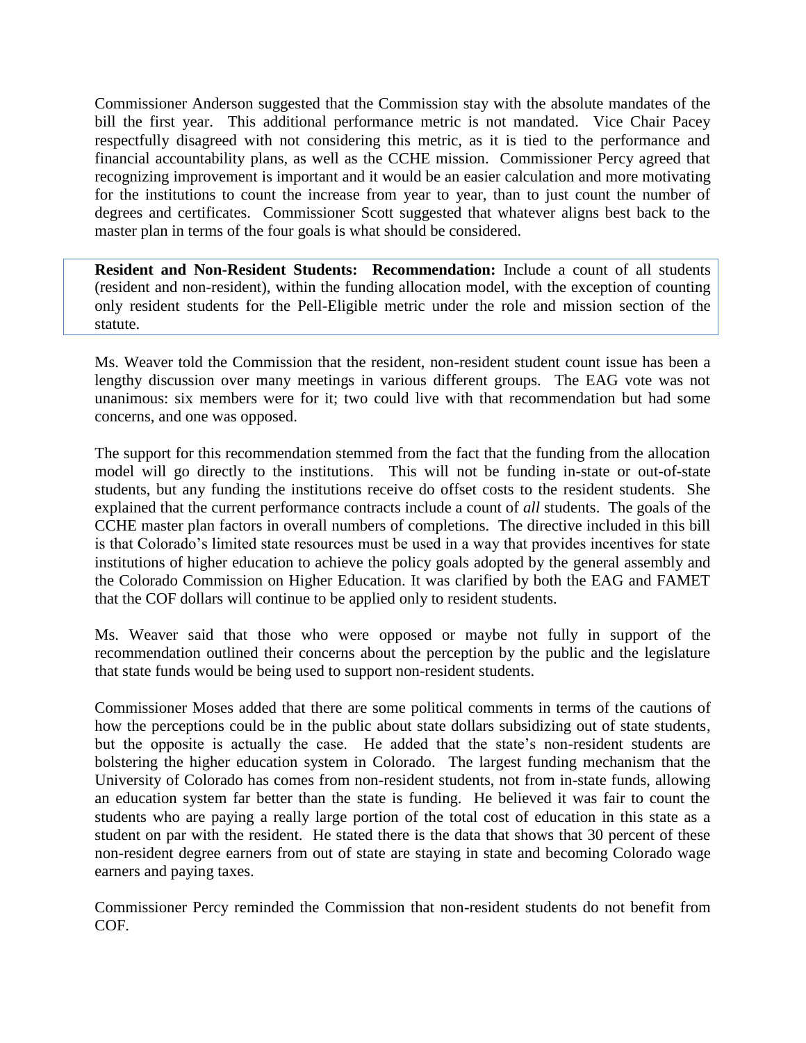Commissioner Anderson suggested that the Commission stay with the absolute mandates of the bill the first year. This additional performance metric is not mandated. Vice Chair Pacey respectfully disagreed with not considering this metric, as it is tied to the performance and financial accountability plans, as well as the CCHE mission. Commissioner Percy agreed that recognizing improvement is important and it would be an easier calculation and more motivating for the institutions to count the increase from year to year, than to just count the number of degrees and certificates. Commissioner Scott suggested that whatever aligns best back to the master plan in terms of the four goals is what should be considered.

**Resident and Non-Resident Students: Recommendation:** Include a count of all students (resident and non-resident), within the funding allocation model, with the exception of counting only resident students for the Pell-Eligible metric under the role and mission section of the statute.

Ms. Weaver told the Commission that the resident, non-resident student count issue has been a lengthy discussion over many meetings in various different groups. The EAG vote was not unanimous: six members were for it; two could live with that recommendation but had some concerns, and one was opposed.

The support for this recommendation stemmed from the fact that the funding from the allocation model will go directly to the institutions. This will not be funding in-state or out-of-state students, but any funding the institutions receive do offset costs to the resident students. She explained that the current performance contracts include a count of *all* students. The goals of the CCHE master plan factors in overall numbers of completions. The directive included in this bill is that Colorado's limited state resources must be used in a way that provides incentives for state institutions of higher education to achieve the policy goals adopted by the general assembly and the Colorado Commission on Higher Education. It was clarified by both the EAG and FAMET that the COF dollars will continue to be applied only to resident students.

Ms. Weaver said that those who were opposed or maybe not fully in support of the recommendation outlined their concerns about the perception by the public and the legislature that state funds would be being used to support non-resident students.

Commissioner Moses added that there are some political comments in terms of the cautions of how the perceptions could be in the public about state dollars subsidizing out of state students, but the opposite is actually the case. He added that the state's non-resident students are bolstering the higher education system in Colorado. The largest funding mechanism that the University of Colorado has comes from non-resident students, not from in-state funds, allowing an education system far better than the state is funding. He believed it was fair to count the students who are paying a really large portion of the total cost of education in this state as a student on par with the resident. He stated there is the data that shows that 30 percent of these non-resident degree earners from out of state are staying in state and becoming Colorado wage earners and paying taxes.

Commissioner Percy reminded the Commission that non-resident students do not benefit from COF.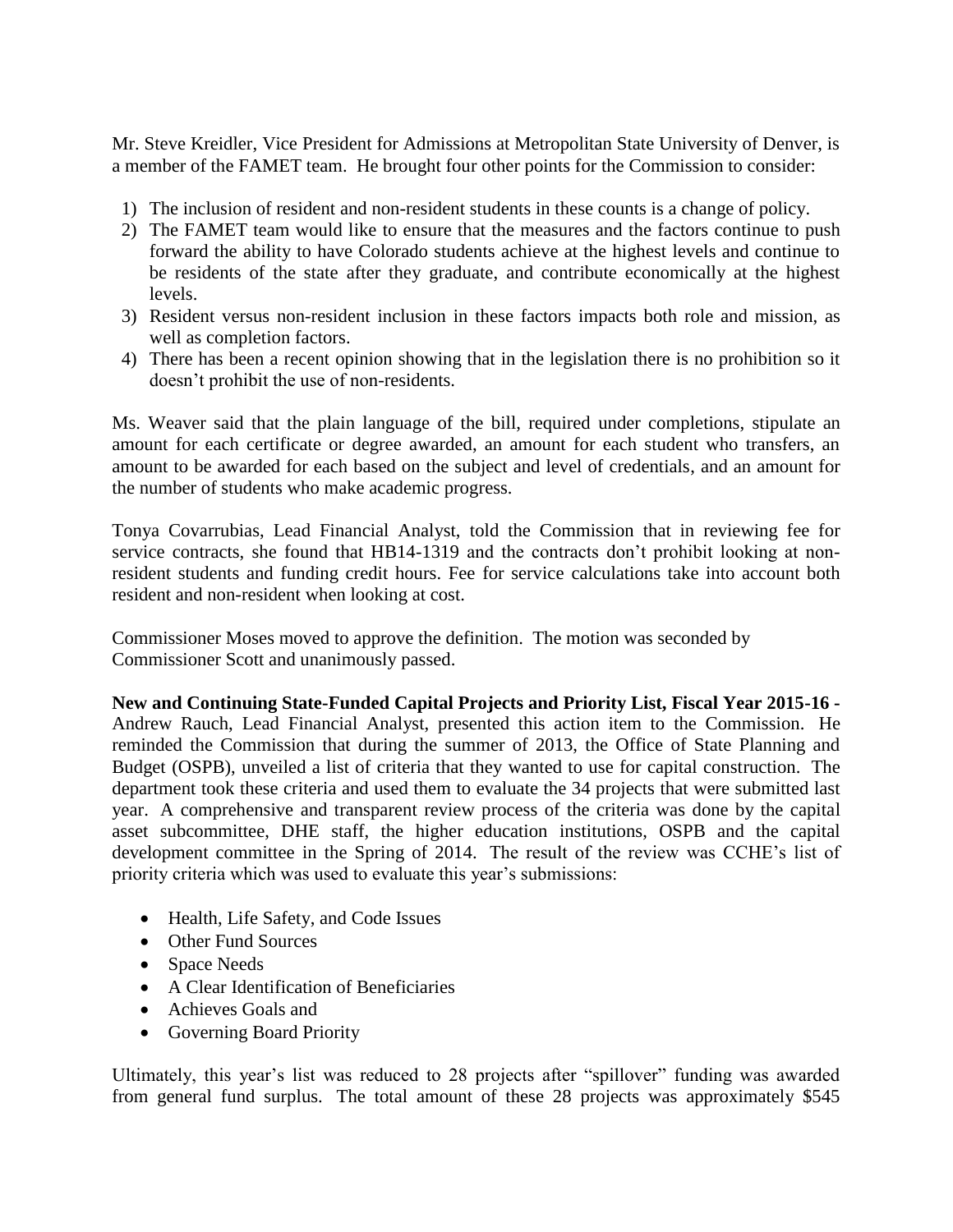Mr. Steve Kreidler, Vice President for Admissions at Metropolitan State University of Denver, is a member of the FAMET team. He brought four other points for the Commission to consider:

1) The inclusion of resident and non-resident students in these counts is a change of policy.
2) The FAMET team would like to ensure that the measures and the factors continue to push forward the ability to have Colorado students achieve at the highest levels and continue to be residents of the state after they graduate, and contribute economically at the highest levels.
3) Resident versus non-resident inclusion in these factors impacts both role and mission, as well as completion factors.
4) There has been a recent opinion showing that in the legislation there is no prohibition so it doesn't prohibit the use of non-residents.

Ms. Weaver said that the plain language of the bill, required under completions, stipulate an amount for each certificate or degree awarded, an amount for each student who transfers, an amount to be awarded for each based on the subject and level of credentials, and an amount for the number of students who make academic progress.

Tonya Covarrubias, Lead Financial Analyst, told the Commission that in reviewing fee for service contracts, she found that HB14-1319 and the contracts don't prohibit looking at non-resident students and funding credit hours. Fee for service calculations take into account both resident and non-resident when looking at cost.

Commissioner Moses moved to approve the definition. The motion was seconded by Commissioner Scott and unanimously passed.

**New and Continuing State-Funded Capital Projects and Priority List, Fiscal Year 2015-16 -** Andrew Rauch, Lead Financial Analyst, presented this action item to the Commission. He reminded the Commission that during the summer of 2013, the Office of State Planning and Budget (OSPB), unveiled a list of criteria that they wanted to use for capital construction. The department took these criteria and used them to evaluate the 34 projects that were submitted last year. A comprehensive and transparent review process of the criteria was done by the capital asset subcommittee, DHE staff, the higher education institutions, OSPB and the capital development committee in the Spring of 2014. The result of the review was CCHE's list of priority criteria which was used to evaluate this year's submissions:

- Health, Life Safety, and Code Issues
- Other Fund Sources
- Space Needs
- A Clear Identification of Beneficiaries
- Achieves Goals and
- Governing Board Priority

Ultimately, this year's list was reduced to 28 projects after "spillover" funding was awarded from general fund surplus. The total amount of these 28 projects was approximately $545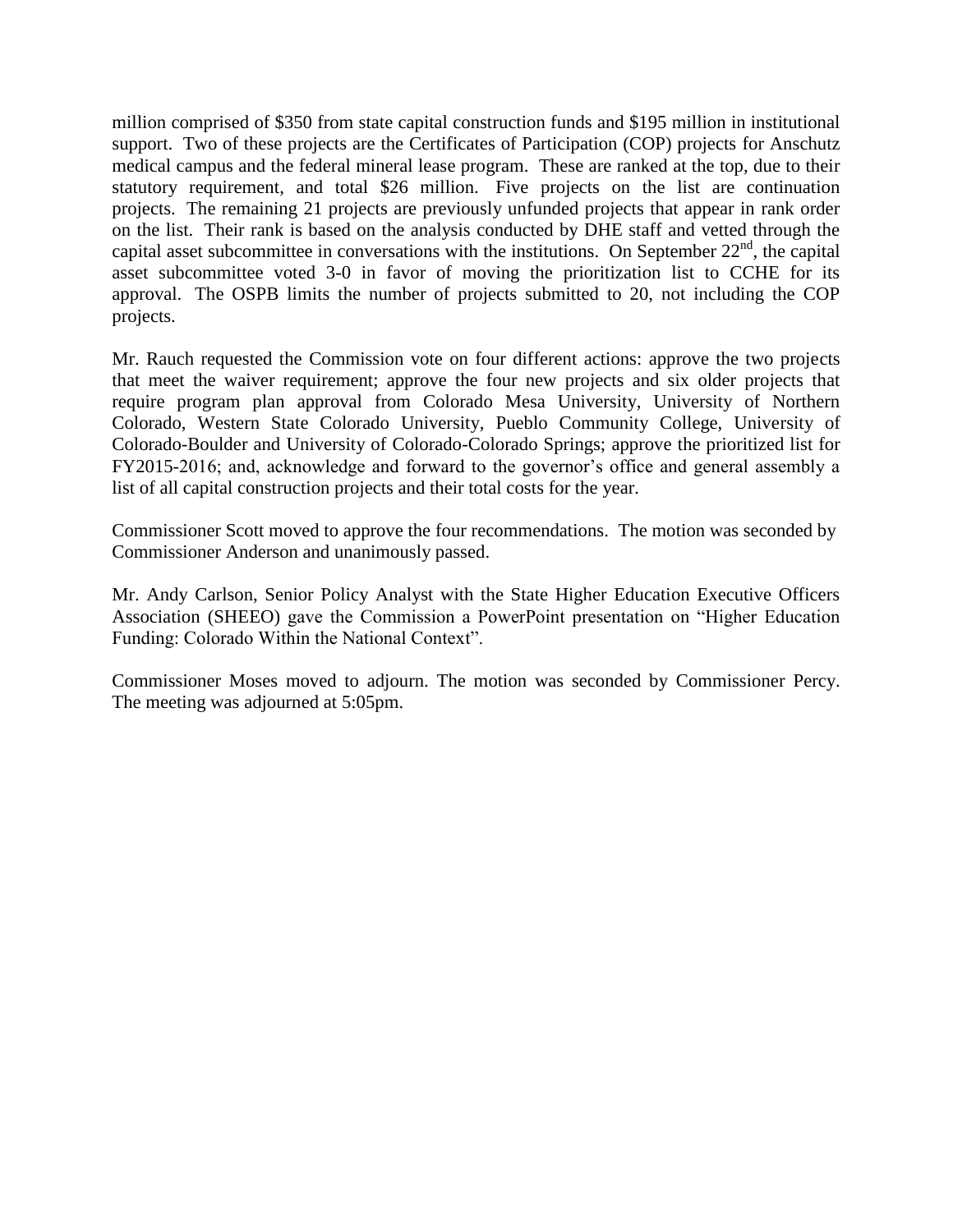million comprised of \$350 from state capital construction funds and \$195 million in institutional support. Two of these projects are the Certificates of Participation (COP) projects for Anschutz medical campus and the federal mineral lease program. These are ranked at the top, due to their statutory requirement, and total \$26 million. Five projects on the list are continuation projects. The remaining 21 projects are previously unfunded projects that appear in rank order on the list. Their rank is based on the analysis conducted by DHE staff and vetted through the capital asset subcommittee in conversations with the institutions. On September 22nd, the capital asset subcommittee voted 3-0 in favor of moving the prioritization list to CCHE for its approval. The OSPB limits the number of projects submitted to 20, not including the COP projects.

Mr. Rauch requested the Commission vote on four different actions: approve the two projects that meet the waiver requirement; approve the four new projects and six older projects that require program plan approval from Colorado Mesa University, University of Northern Colorado, Western State Colorado University, Pueblo Community College, University of Colorado-Boulder and University of Colorado-Colorado Springs; approve the prioritized list for FY2015-2016; and, acknowledge and forward to the governor's office and general assembly a list of all capital construction projects and their total costs for the year.

Commissioner Scott moved to approve the four recommendations. The motion was seconded by Commissioner Anderson and unanimously passed.

Mr. Andy Carlson, Senior Policy Analyst with the State Higher Education Executive Officers Association (SHEEO) gave the Commission a PowerPoint presentation on "Higher Education Funding: Colorado Within the National Context".

Commissioner Moses moved to adjourn. The motion was seconded by Commissioner Percy. The meeting was adjourned at 5:05pm.